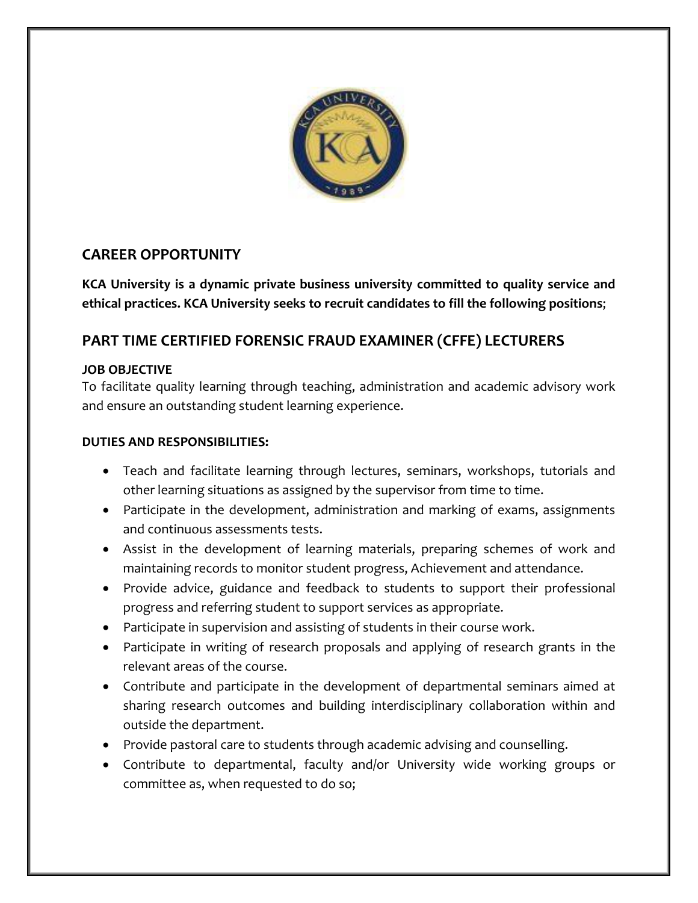## CAREER OPPORTUNITY

**KCA University is a dynamic private business university committed to quality service and ethical practices. KCA University seeks to recruit candidates to fill the following positions**;

## PART TIME CERTIFIED FORENSIC FRAUD EXAMINER (CFFE) LECTURERS

**JOB OBJECTIVE**

To facilitate quality learning through teaching, administration and academic advisory work and ensure an outstanding student learning experience.

**DUTIES AND RESPONSIBILITIES:**

- Teach and facilitate learning through lectures, seminars, workshops, tutorials and other learning situations as assigned by the supervisor from time to time.
- Participate in the development, administration and marking of exams, assignments and continuous assessments tests.
- Assist in the development of learning materials, preparing schemes of work and maintaining records to monitor student progress, Achievement and attendance.
- Provide advice, guidance and feedback to students to support their professional progress and referring student to support services as appropriate.
- Participate in supervision and assisting of students in their course work.
- Participate in writing of research proposals and applying of research grants in the relevant areas of the course.
- Contribute and participate in the development of departmental seminars aimed at sharing research outcomes and building interdisciplinary collaboration within and outside the department.
- Provide pastoral care to students through academic advising and counselling.
- Contribute to departmental, faculty and/or University wide working groups or committee as, when requested to do so;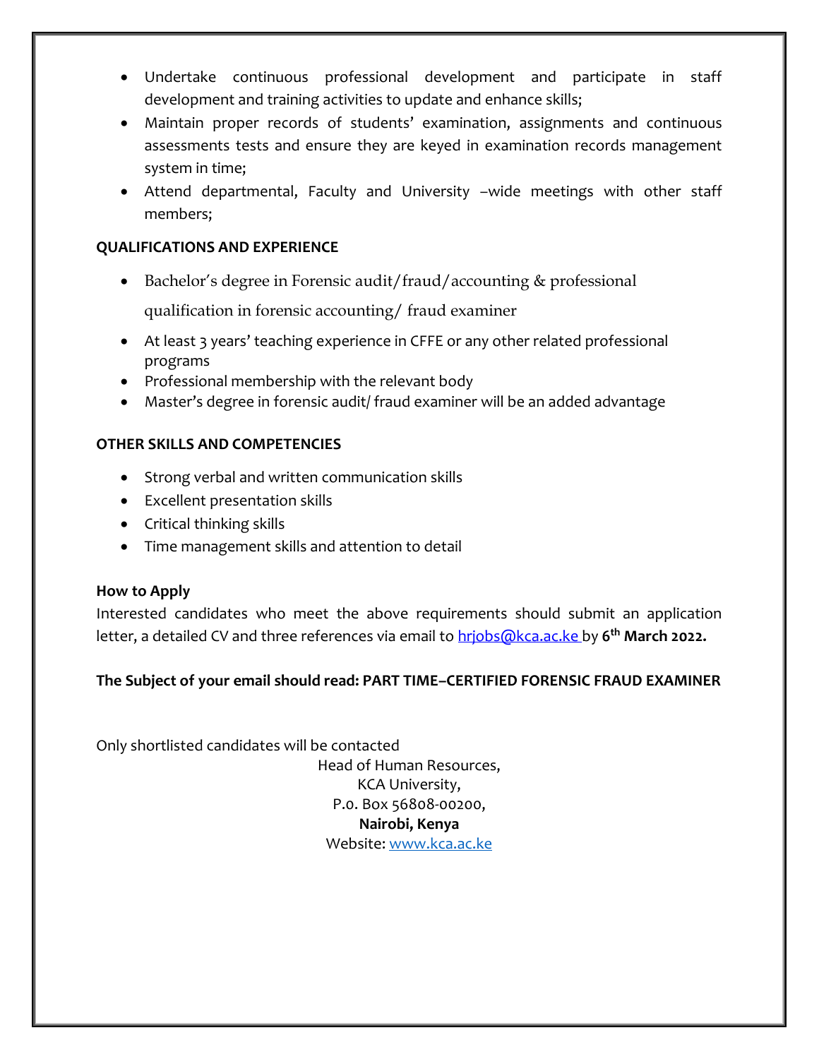- Undertake continuous professional development and participate in staff development and training activities to update and enhance skills;
- Maintain proper records of students' examination, assignments and continuous assessments tests and ensure they are keyed in examination records management system in time;
- Attend departmental, Faculty and University –wide meetings with other staff members;

**QUALIFICATIONS AND EXPERIENCE**

- Bachelor's degree in Forensic audit/fraud/accounting & professional qualification in forensic accounting/ fraud examiner
- At least 3 years' teaching experience in CFFE or any other related professional programs
- Professional membership with the relevant body
- Master's degree in forensic audit/ fraud examiner will be an added advantage

**OTHER SKILLS AND COMPETENCIES**

- Strong verbal and written communication skills
- Excellent presentation skills
- Critical thinking skills
- Time management skills and attention to detail

**How to Apply**

Interested candidates who meet the above requirements should submit an application letter, a detailed CV and three references via email to hrjobs@kca.ac.ke by **6th March 2022.**

**The Subject of your email should read: PART TIME–CERTIFIED FORENSIC FRAUD EXAMINER**

Only shortlisted candidates will be contacted

Head of Human Resources,
KCA University,
P.o. Box 56808-00200,
**Nairobi, Kenya**
Website: www.kca.ac.ke